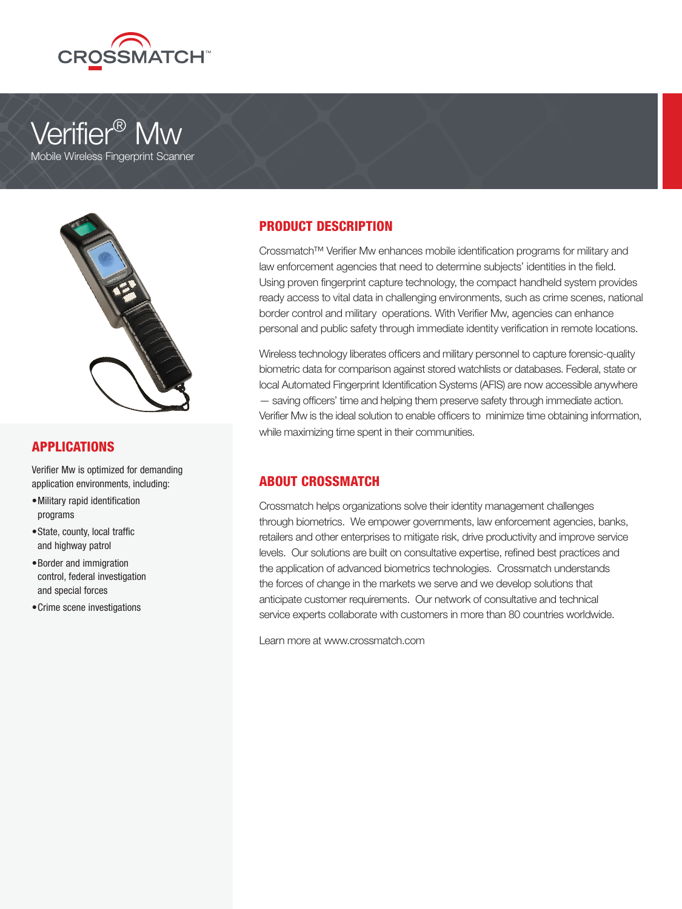CROSSMATCH™

# Verifier® Mw

Mobile Wireless Fingerprint Scanner

## PRODUCT DESCRIPTION

Crossmatch™ Verifier Mw enhances mobile identification programs for military and law enforcement agencies that need to determine subjects' identities in the field. Using proven fingerprint capture technology, the compact handheld system provides ready access to vital data in challenging environments, such as crime scenes, national border control and military operations. With Verifier Mw, agencies can enhance personal and public safety through immediate identity verification in remote locations.

Wireless technology liberates officers and military personnel to capture forensic-quality biometric data for comparison against stored watchlists or databases. Federal, state or local Automated Fingerprint Identification Systems (AFIS) are now accessible anywhere — saving officers' time and helping them preserve safety through immediate action. Verifier Mw is the ideal solution to enable officers to minimize time obtaining information, while maximizing time spent in their communities.

## APPLICATIONS

Verifier Mw is optimized for demanding application environments, including:

- Military rapid identification programs
- State, county, local traffic and highway patrol
- Border and immigration control, federal investigation and special forces
- Crime scene investigations

## ABOUT CROSSMATCH

Crossmatch helps organizations solve their identity management challenges through biometrics. We empower governments, law enforcement agencies, banks, retailers and other enterprises to mitigate risk, drive productivity and improve service levels. Our solutions are built on consultative expertise, refined best practices and the application of advanced biometrics technologies. Crossmatch understands the forces of change in the markets we serve and we develop solutions that anticipate customer requirements. Our network of consultative and technical service experts collaborate with customers in more than 80 countries worldwide.

Learn more at www.crossmatch.com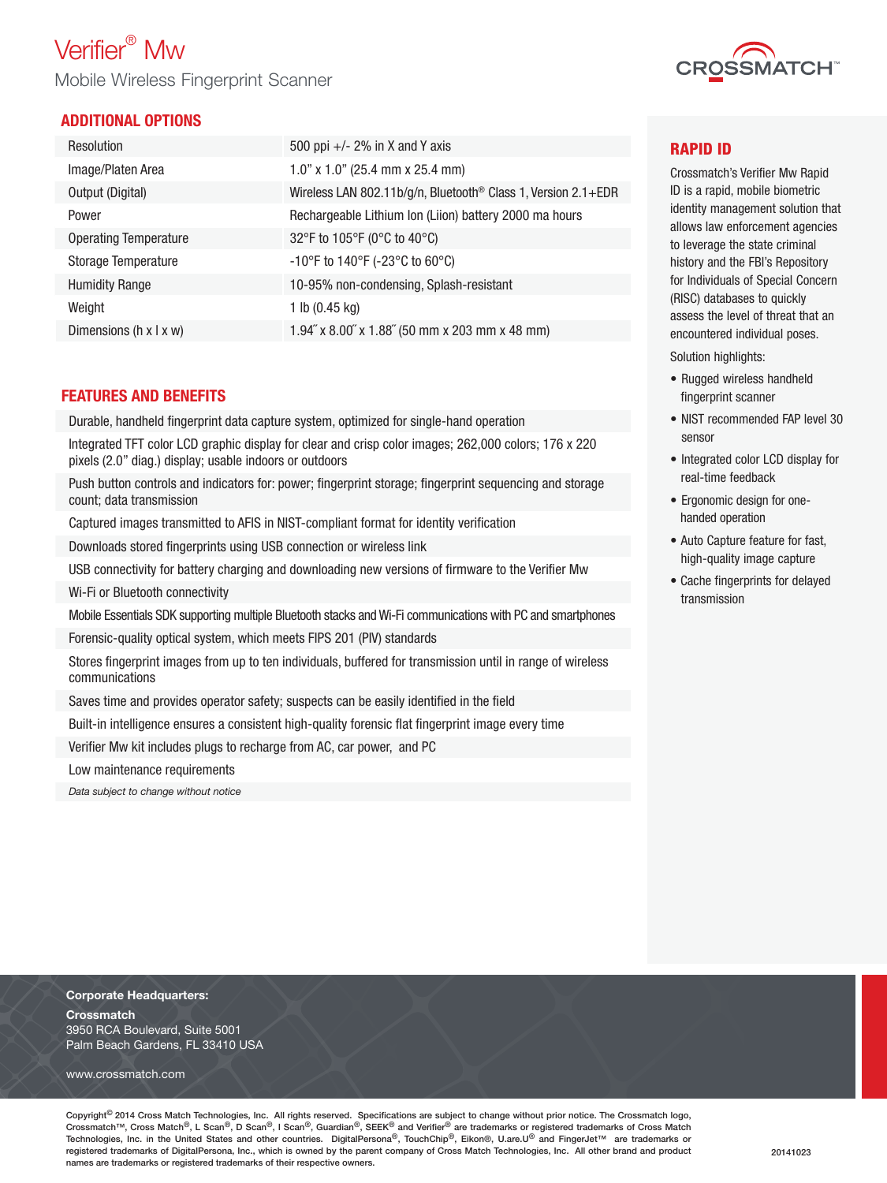# Verifier® Mw

Mobile Wireless Fingerprint Scanner

CROSSMATCH™

## ADDITIONAL OPTIONS

| | |
|---|---|
| Resolution | 500 ppi +/- 2% in X and Y axis |
| Image/Platen Area | 1.0" x 1.0" (25.4 mm x 25.4 mm) |
| Output (Digital) | Wireless LAN 802.11b/g/n, Bluetooth® Class 1, Version 2.1+EDR |
| Power | Rechargeable Lithium Ion (Liion) battery 2000 ma hours |
| Operating Temperature | 32°F to 105°F (0°C to 40°C) |
| Storage Temperature | -10°F to 140°F (-23°C to 60°C) |
| Humidity Range | 10-95% non-condensing, Splash-resistant |
| Weight | 1 lb (0.45 kg) |
| Dimensions (h x l x w) | 1.94˝ x 8.00˝ x 1.88˝ (50 mm x 203 mm x 48 mm) |

## FEATURES AND BENEFITS

- Durable, handheld fingerprint data capture system, optimized for single-hand operation
- Integrated TFT color LCD graphic display for clear and crisp color images; 262,000 colors; 176 x 220 pixels (2.0" diag.) display; usable indoors or outdoors
- Push button controls and indicators for: power; fingerprint storage; fingerprint sequencing and storage count; data transmission
- Captured images transmitted to AFIS in NIST-compliant format for identity verification
- Downloads stored fingerprints using USB connection or wireless link
- USB connectivity for battery charging and downloading new versions of firmware to the Verifier Mw
- Wi-Fi or Bluetooth connectivity
- Mobile Essentials SDK supporting multiple Bluetooth stacks and Wi-Fi communications with PC and smartphones
- Forensic-quality optical system, which meets FIPS 201 (PIV) standards
- Stores fingerprint images from up to ten individuals, buffered for transmission until in range of wireless communications
- Saves time and provides operator safety; suspects can be easily identified in the field
- Built-in intelligence ensures a consistent high-quality forensic flat fingerprint image every time
- Verifier Mw kit includes plugs to recharge from AC, car power, and PC
- Low maintenance requirements

*Data subject to change without notice*

## RAPID ID

Crossmatch's Verifier Mw Rapid ID is a rapid, mobile biometric identity management solution that allows law enforcement agencies to leverage the state criminal history and the FBI's Repository for Individuals of Special Concern (RISC) databases to quickly assess the level of threat that an encountered individual poses.

Solution highlights:

- Rugged wireless handheld fingerprint scanner
- NIST recommended FAP level 30 sensor
- Integrated color LCD display for real-time feedback
- Ergonomic design for one-handed operation
- Auto Capture feature for fast, high-quality image capture
- Cache fingerprints for delayed transmission

**Corporate Headquarters:**

**Crossmatch**
3950 RCA Boulevard, Suite 5001
Palm Beach Gardens, FL 33410 USA

www.crossmatch.com

Copyright© 2014 Cross Match Technologies, Inc. All rights reserved. Specifications are subject to change without prior notice. The Crossmatch logo, Crossmatch™, Cross Match®, L Scan®, D Scan®, I Scan®, Guardian®, SEEK® and Verifier® are trademarks or registered trademarks of Cross Match Technologies, Inc. in the United States and other countries. DigitalPersona®, TouchChip®, Eikon®, U.are.U® and FingerJet™ are trademarks or registered trademarks of DigitalPersona, Inc., which is owned by the parent company of Cross Match Technologies, Inc. All other brand and product names are trademarks or registered trademarks of their respective owners.

20141023